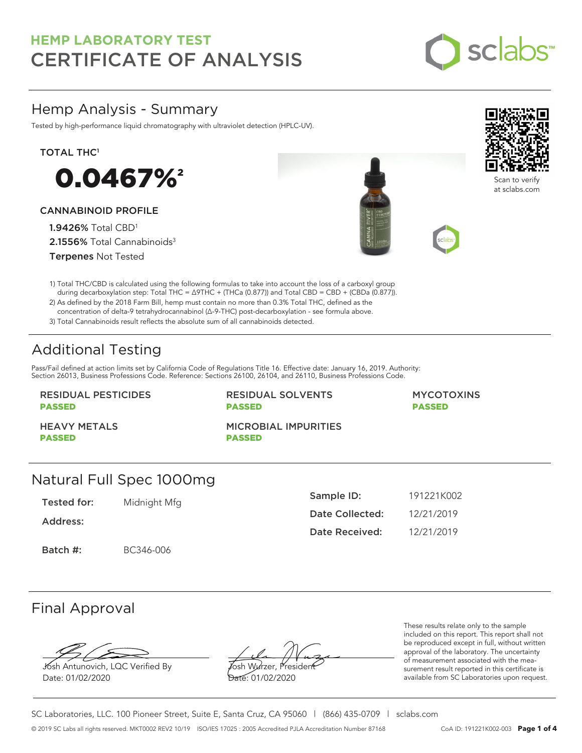# HEMP LABORATORY TEST
# CERTIFICATE OF ANALYSIS

## Hemp Analysis - Summary

Tested by high-performance liquid chromatography with ultraviolet detection (HPLC-UV).

**TOTAL THC[1]**

# 0.0467%[2]

**CANNABINOID PROFILE**

**1.9426%** Total CBD[1]
**2.1556%** Total Cannabinoids[3]
**Terpenes** Not Tested

Scan to verify at sclabs.com

1) Total THC/CBD is calculated using the following formulas to take into account the loss of a carboxyl group during decarboxylation step: Total THC = Δ9THC + (THCa (0.877)) and Total CBD = CBD + (CBDa (0.877)).
2) As defined by the 2018 Farm Bill, hemp must contain no more than 0.3% Total THC, defined as the concentration of delta-9 tetrahydrocannabinol (Δ-9-THC) post-decarboxylation - see formula above.
3) Total Cannabinoids result reflects the absolute sum of all cannabinoids detected.

## Additional Testing

Pass/Fail defined at action limits set by California Code of Regulations Title 16. Effective date: January 16, 2019. Authority: Section 26013, Business Professions Code. Reference: Sections 26100, 26104, and 26110, Business Professions Code.

| | | |
|---|---|---|
| RESIDUAL PESTICIDES **PASSED** | RESIDUAL SOLVENTS **PASSED** | MYCOTOXINS **PASSED** |
| HEAVY METALS **PASSED** | MICROBIAL IMPURITIES **PASSED** | |

## Natural Full Spec 1000mg

**Tested for:** Midnight Mfg
**Address:**
**Batch #:** BC346-006

**Sample ID:** 191221K002
**Date Collected:** 12/21/2019
**Date Received:** 12/21/2019

## Final Approval

Josh Antunovich, LQC Verified By
Date: 01/02/2020

Josh Wurzer, President
Date: 01/02/2020

These results relate only to the sample included on this report. This report shall not be reproduced except in full, without written approval of the laboratory. The uncertainty of measurement associated with the measurement result reported in this certificate is available from SC Laboratories upon request.

SC Laboratories, LLC. 100 Pioneer Street, Suite E, Santa Cruz, CA 95060 | (866) 435-0709 | sclabs.com

© 2019 SC Labs all rights reserved. MKT0002 REV2 10/19 ISO/IES 17025 : 2005 Accredited PJLA Accreditation Number 87168 CoA ID: 191221K002-003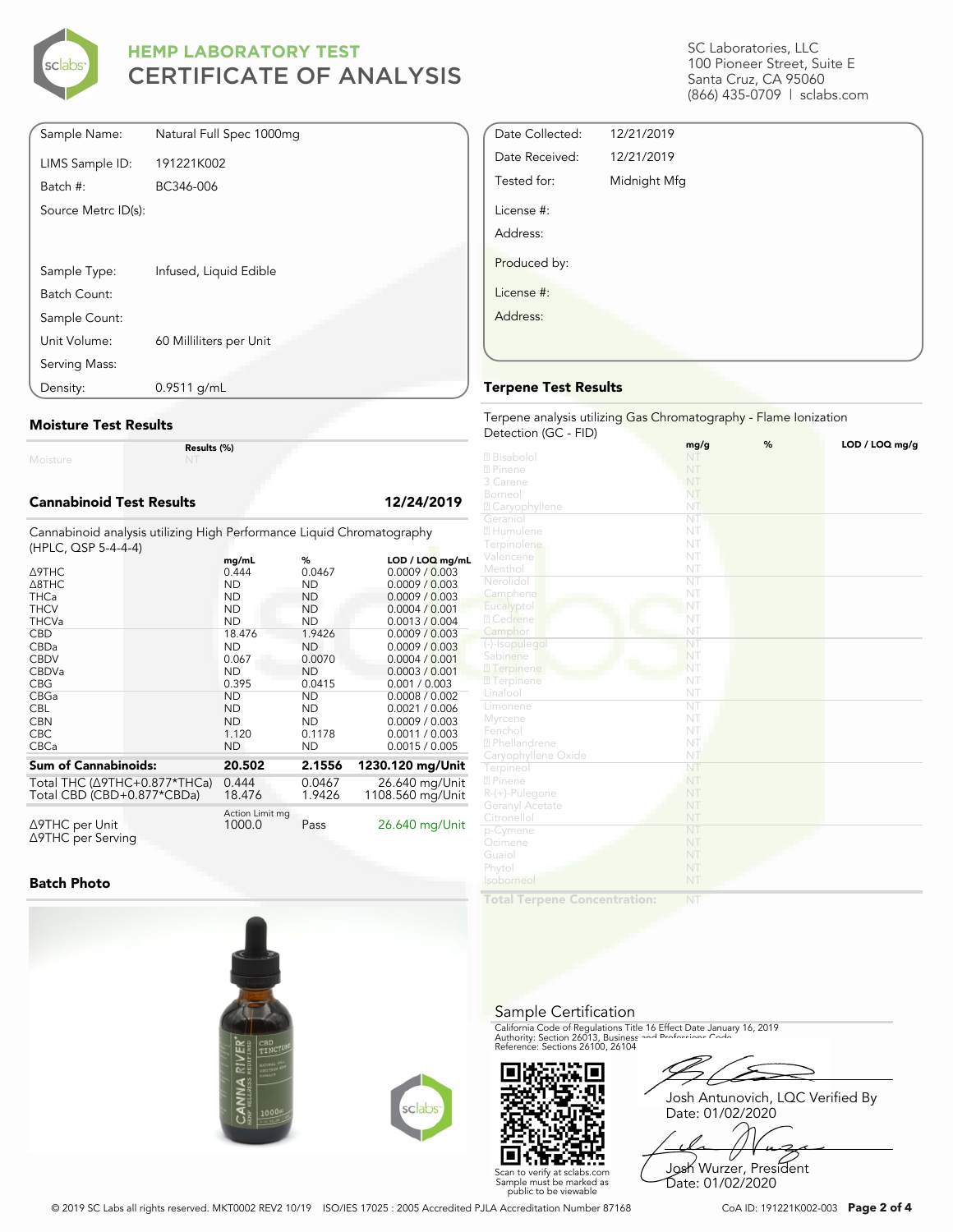# HEMP LABORATORY TEST
# CERTIFICATE OF ANALYSIS

SC Laboratories, LLC
100 Pioneer Street, Suite E
Santa Cruz, CA 95060
(866) 435-0709 | sclabs.com

| | |
|---|---|
| Sample Name: | Natural Full Spec 1000mg |
| LIMS Sample ID: | 191221K002 |
| Batch #: | BC346-006 |
| Source Metrc ID(s): | |
| Sample Type: | Infused, Liquid Edible |
| Batch Count: | |
| Sample Count: | |
| Unit Volume: | 60 Milliliters per Unit |
| Serving Mass: | |
| Density: | 0.9511 g/mL |

| | |
|---|---|
| Date Collected: | 12/21/2019 |
| Date Received: | 12/21/2019 |
| Tested for: | Midnight Mfg |
| License #: | |
| Address: | |
| Produced by: | |
| License #: | |
| Address: | |

## Moisture Test Results

| | Results (%) |
|---|---|
| Moisture | NT |

## Cannabinoid Test Results — 12/24/2019

Cannabinoid analysis utilizing High Performance Liquid Chromatography (HPLC, QSP 5-4-4-4)

| | mg/mL | % | LOD / LOQ mg/mL |
|---|---|---|---|
| Δ9THC | 0.444 | 0.0467 | 0.0009 / 0.003 |
| Δ8THC | ND | ND | 0.0009 / 0.003 |
| THCa | ND | ND | 0.0009 / 0.003 |
| THCV | ND | ND | 0.0004 / 0.001 |
| THCVa | ND | ND | 0.0013 / 0.004 |
| CBD | 18.476 | 1.9426 | 0.0009 / 0.003 |
| CBDa | ND | ND | 0.0009 / 0.003 |
| CBDV | 0.067 | 0.0070 | 0.0004 / 0.001 |
| CBDVa | ND | ND | 0.0003 / 0.001 |
| CBG | 0.395 | 0.0415 | 0.001 / 0.003 |
| CBGa | ND | ND | 0.0008 / 0.002 |
| CBL | ND | ND | 0.0021 / 0.006 |
| CBN | ND | ND | 0.0009 / 0.003 |
| CBC | 1.120 | 0.1178 | 0.0011 / 0.003 |
| CBCa | ND | ND | 0.0015 / 0.005 |
| **Sum of Cannabinoids:** | **20.502** | **2.1556** | **1230.120 mg/Unit** |
| Total THC (Δ9THC+0.877*THCa) | 0.444 | 0.0467 | 26.640 mg/Unit |
| Total CBD (CBD+0.877*CBDa) | 18.476 | 1.9426 | 1108.560 mg/Unit |

| | Action Limit mg | | |
|---|---|---|---|
| Δ9THC per Unit | 1000.0 | Pass | 26.640 mg/Unit |
| Δ9THC per Serving | | | |

## Batch Photo

## Terpene Test Results

Terpene analysis utilizing Gas Chromatography - Flame Ionization Detection (GC - FID)

| | mg/g | % | LOD / LOQ mg/g |
|---|---|---|---|
| Bisabolol | NT | | |
| Pinene | NT | | |
| 3 Carene | NT | | |
| Borneol | NT | | |
| Caryophyllene | NT | | |
| Geraniol | NT | | |
| Humulene | NT | | |
| Terpinolene | NT | | |
| Valencene | NT | | |
| Menthol | NT | | |
| Nerolidol | NT | | |
| Camphene | NT | | |
| Eucalyptol | NT | | |
| Cedrene | NT | | |
| Camphor | NT | | |
| (-)-Isopulegol | NT | | |
| Sabinene | NT | | |
| Terpinene | NT | | |
| Terpinene | NT | | |
| Linalool | NT | | |
| Limonene | NT | | |
| Myrcene | NT | | |
| Fenchol | NT | | |
| Phellandrene | NT | | |
| Caryophyllene Oxide | NT | | |
| Terpineol | NT | | |
| Pinene | NT | | |
| R-(+)-Pulegone | NT | | |
| Geranyl Acetate | NT | | |
| Citronellol | NT | | |
| p-Cymene | NT | | |
| Ocimene | NT | | |
| Guaiol | NT | | |
| Phytol | NT | | |
| Isoborneol | NT | | |
| **Total Terpene Concentration:** | NT | | |

## Sample Certification

California Code of Regulations Title 16 Effect Date January 16, 2019
Authority: Section 26013, Business and Professions Code.
Reference: Sections 26100, 26104

Scan to verify at sclabs.com
Sample must be marked as public to be viewable

Josh Antunovich, LQC Verified By
Date: 01/02/2020

Josh Wurzer, President
Date: 01/02/2020

© 2019 SC Labs all rights reserved. MKT0002 REV2 10/19 ISO/IES 17025 : 2005 Accredited PJLA Accreditation Number 87168

CoA ID: 191221K002-003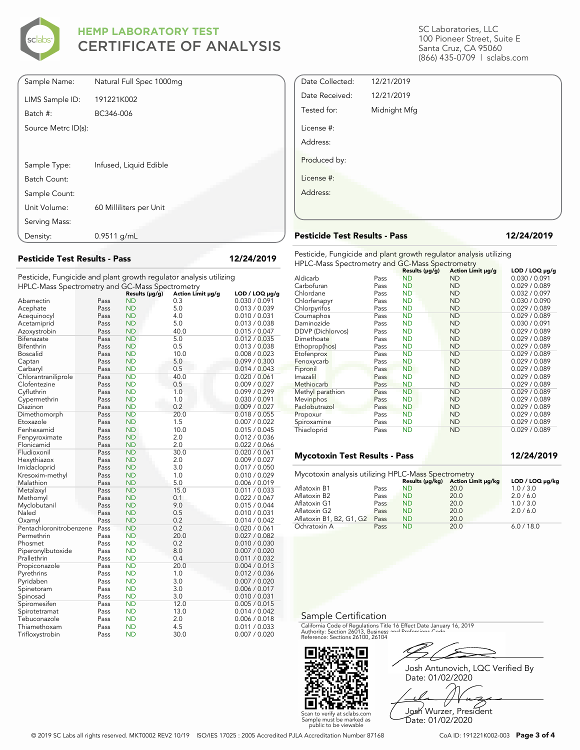# HEMP LABORATORY TEST
# CERTIFICATE OF ANALYSIS

SC Laboratories, LLC
100 Pioneer Street, Suite E
Santa Cruz, CA 95060
(866) 435-0709 | sclabs.com

| | |
|---|---|
| Sample Name: | Natural Full Spec 1000mg |
| LIMS Sample ID: | 191221K002 |
| Batch #: | BC346-006 |
| Source Metrc ID(s): | |
| Sample Type: | Infused, Liquid Edible |
| Batch Count: | |
| Sample Count: | |
| Unit Volume: | 60 Milliliters per Unit |
| Serving Mass: | |
| Density: | 0.9511 g/mL |

| | |
|---|---|
| Date Collected: | 12/21/2019 |
| Date Received: | 12/21/2019 |
| Tested for: | Midnight Mfg |
| License #: | |
| Address: | |
| Produced by: | |
| License #: | |
| Address: | |

## Pesticide Test Results - Pass — 12/24/2019

Pesticide, Fungicide and plant growth regulator analysis utilizing HPLC-Mass Spectrometry and GC-Mass Spectrometry

| Analyte | | Results (µg/g) | Action Limit µg/g | LOD / LOQ µg/g |
|---|---|---|---|---|
| Abamectin | Pass | ND | 0.3 | 0.030 / 0.091 |
| Acephate | Pass | ND | 5.0 | 0.013 / 0.039 |
| Acequinocyl | Pass | ND | 4.0 | 0.010 / 0.031 |
| Acetamiprid | Pass | ND | 5.0 | 0.013 / 0.038 |
| Azoxystrobin | Pass | ND | 40.0 | 0.015 / 0.047 |
| Bifenazate | Pass | ND | 5.0 | 0.012 / 0.035 |
| Bifenthrin | Pass | ND | 0.5 | 0.013 / 0.038 |
| Boscalid | Pass | ND | 10.0 | 0.008 / 0.023 |
| Captan | Pass | ND | 5.0 | 0.099 / 0.300 |
| Carbaryl | Pass | ND | 0.5 | 0.014 / 0.043 |
| Chlorantraniliprole | Pass | ND | 40.0 | 0.020 / 0.061 |
| Clofentezine | Pass | ND | 0.5 | 0.009 / 0.027 |
| Cyfluthrin | Pass | ND | 1.0 | 0.099 / 0.299 |
| Cypermethrin | Pass | ND | 1.0 | 0.030 / 0.091 |
| Diazinon | Pass | ND | 0.2 | 0.009 / 0.027 |
| Dimethomorph | Pass | ND | 20.0 | 0.018 / 0.055 |
| Etoxazole | Pass | ND | 1.5 | 0.007 / 0.022 |
| Fenhexamid | Pass | ND | 10.0 | 0.015 / 0.045 |
| Fenpyroximate | Pass | ND | 2.0 | 0.012 / 0.036 |
| Flonicamid | Pass | ND | 2.0 | 0.022 / 0.066 |
| Fludioxonil | Pass | ND | 30.0 | 0.020 / 0.061 |
| Hexythiazox | Pass | ND | 2.0 | 0.009 / 0.027 |
| Imidacloprid | Pass | ND | 3.0 | 0.017 / 0.050 |
| Kresoxim-methyl | Pass | ND | 1.0 | 0.010 / 0.029 |
| Malathion | Pass | ND | 5.0 | 0.006 / 0.019 |
| Metalaxyl | Pass | ND | 15.0 | 0.011 / 0.033 |
| Methomyl | Pass | ND | 0.1 | 0.022 / 0.067 |
| Myclobutanil | Pass | ND | 9.0 | 0.015 / 0.044 |
| Naled | Pass | ND | 0.5 | 0.010 / 0.031 |
| Oxamyl | Pass | ND | 0.2 | 0.014 / 0.042 |
| Pentachloronitrobenzene | Pass | ND | 0.2 | 0.020 / 0.061 |
| Permethrin | Pass | ND | 20.0 | 0.027 / 0.082 |
| Phosmet | Pass | ND | 0.2 | 0.010 / 0.030 |
| Piperonylbutoxide | Pass | ND | 8.0 | 0.007 / 0.020 |
| Prallethrin | Pass | ND | 0.4 | 0.011 / 0.032 |
| Propiconazole | Pass | ND | 20.0 | 0.004 / 0.013 |
| Pyrethrins | Pass | ND | 1.0 | 0.012 / 0.036 |
| Pyridaben | Pass | ND | 3.0 | 0.007 / 0.020 |
| Spinetoram | Pass | ND | 3.0 | 0.006 / 0.017 |
| Spinosad | Pass | ND | 3.0 | 0.010 / 0.031 |
| Spiromesifen | Pass | ND | 12.0 | 0.005 / 0.015 |
| Spirotetramat | Pass | ND | 13.0 | 0.014 / 0.042 |
| Tebuconazole | Pass | ND | 2.0 | 0.006 / 0.018 |
| Thiamethoxam | Pass | ND | 4.5 | 0.011 / 0.033 |
| Trifloxystrobin | Pass | ND | 30.0 | 0.007 / 0.020 |

## Pesticide Test Results - Pass — 12/24/2019

Pesticide, Fungicide and plant growth regulator analysis utilizing HPLC-Mass Spectrometry and GC-Mass Spectrometry

| Analyte | | Results (µg/g) | Action Limit µg/g | LOD / LOQ µg/g |
|---|---|---|---|---|
| Aldicarb | Pass | ND | ND | 0.030 / 0.091 |
| Carbofuran | Pass | ND | ND | 0.029 / 0.089 |
| Chlordane | Pass | ND | ND | 0.032 / 0.097 |
| Chlorfenapyr | Pass | ND | ND | 0.030 / 0.090 |
| Chlorpyrifos | Pass | ND | ND | 0.029 / 0.089 |
| Coumaphos | Pass | ND | ND | 0.029 / 0.089 |
| Daminozide | Pass | ND | ND | 0.030 / 0.091 |
| DDVP (Dichlorvos) | Pass | ND | ND | 0.029 / 0.089 |
| Dimethoate | Pass | ND | ND | 0.029 / 0.089 |
| Ethoprop(hos) | Pass | ND | ND | 0.029 / 0.089 |
| Etofenprox | Pass | ND | ND | 0.029 / 0.089 |
| Fenoxycarb | Pass | ND | ND | 0.029 / 0.089 |
| Fipronil | Pass | ND | ND | 0.029 / 0.089 |
| Imazalil | Pass | ND | ND | 0.029 / 0.089 |
| Methiocarb | Pass | ND | ND | 0.029 / 0.089 |
| Methyl parathion | Pass | ND | ND | 0.029 / 0.089 |
| Mevinphos | Pass | ND | ND | 0.029 / 0.089 |
| Paclobutrazol | Pass | ND | ND | 0.029 / 0.089 |
| Propoxur | Pass | ND | ND | 0.029 / 0.089 |
| Spiroxamine | Pass | ND | ND | 0.029 / 0.089 |
| Thiacloprid | Pass | ND | ND | 0.029 / 0.089 |

## Mycotoxin Test Results - Pass — 12/24/2019

Mycotoxin analysis utilizing HPLC-Mass Spectrometry

| Analyte | | Results (µg/kg) | Action Limit µg/kg | LOD / LOQ µg/kg |
|---|---|---|---|---|
| Aflatoxin B1 | Pass | ND | 20.0 | 1.0 / 3.0 |
| Aflatoxin B2 | Pass | ND | 20.0 | 2.0 / 6.0 |
| Aflatoxin G1 | Pass | ND | 20.0 | 1.0 / 3.0 |
| Aflatoxin G2 | Pass | ND | 20.0 | 2.0 / 6.0 |
| Aflatoxin B1, B2, G1, G2 | Pass | ND | 20.0 | |
| Ochratoxin A | Pass | ND | 20.0 | 6.0 / 18.0 |

## Sample Certification

California Code of Regulations Title 16 Effect Date January 16, 2019
Authority: Section 26013, Business and Professions Code.
Reference: Sections 26100, 26104

Scan to verify at sclabs.com
Sample must be marked as public to be viewable

Josh Antunovich, LQC Verified By
Date: 01/02/2020

Josh Wurzer, President
Date: 01/02/2020

© 2019 SC Labs all rights reserved. MKT0002 REV2 10/19 ISO/IES 17025 : 2005 Accredited PJLA Accreditation Number 87168 CoA ID: 191221K002-003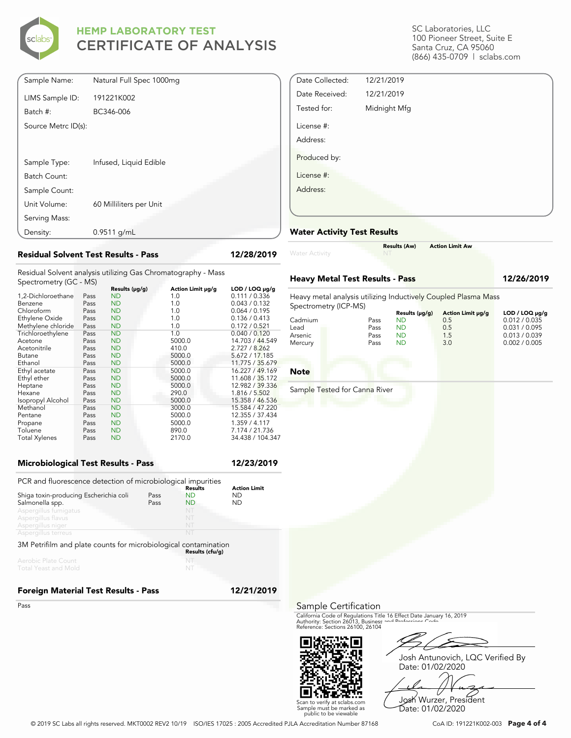# HEMP LABORATORY TEST
# CERTIFICATE OF ANALYSIS

SC Laboratories, LLC
100 Pioneer Street, Suite E
Santa Cruz, CA 95060
(866) 435-0709 | sclabs.com

| | |
|---|---|
| Sample Name: | Natural Full Spec 1000mg |
| LIMS Sample ID: | 191221K002 |
| Batch #: | BC346-006 |
| Source Metrc ID(s): | |
| Sample Type: | Infused, Liquid Edible |
| Batch Count: | |
| Sample Count: | |
| Unit Volume: | 60 Milliliters per Unit |
| Serving Mass: | |
| Density: | 0.9511 g/mL |

| | |
|---|---|
| Date Collected: | 12/21/2019 |
| Date Received: | 12/21/2019 |
| Tested for: | Midnight Mfg |
| License #: | |
| Address: | |
| Produced by: | |
| License #: | |
| Address: | |

## Residual Solvent Test Results - Pass — 12/28/2019

Residual Solvent analysis utilizing Gas Chromatography - Mass Spectrometry (GC - MS)

| | | Results (µg/g) | Action Limit µg/g | LOD / LOQ µg/g |
|---|---|---|---|---|
| 1,2-Dichloroethane | Pass | ND | 1.0 | 0.111 / 0.336 |
| Benzene | Pass | ND | 1.0 | 0.043 / 0.132 |
| Chloroform | Pass | ND | 1.0 | 0.064 / 0.195 |
| Ethylene Oxide | Pass | ND | 1.0 | 0.136 / 0.413 |
| Methylene chloride | Pass | ND | 1.0 | 0.172 / 0.521 |
| Trichloroethylene | Pass | ND | 1.0 | 0.040 / 0.120 |
| Acetone | Pass | ND | 5000.0 | 14.703 / 44.549 |
| Acetonitrile | Pass | ND | 410.0 | 2.727 / 8.262 |
| Butane | Pass | ND | 5000.0 | 5.672 / 17.185 |
| Ethanol | Pass | ND | 5000.0 | 11.775 / 35.679 |
| Ethyl acetate | Pass | ND | 5000.0 | 16.227 / 49.169 |
| Ethyl ether | Pass | ND | 5000.0 | 11.608 / 35.172 |
| Heptane | Pass | ND | 5000.0 | 12.982 / 39.336 |
| Hexane | Pass | ND | 290.0 | 1.816 / 5.502 |
| Isopropyl Alcohol | Pass | ND | 5000.0 | 15.358 / 46.536 |
| Methanol | Pass | ND | 3000.0 | 15.584 / 47.220 |
| Pentane | Pass | ND | 5000.0 | 12.355 / 37.434 |
| Propane | Pass | ND | 5000.0 | 1.359 / 4.117 |
| Toluene | Pass | ND | 890.0 | 7.174 / 21.736 |
| Total Xylenes | Pass | ND | 2170.0 | 34.438 / 104.347 |

## Microbiological Test Results - Pass — 12/23/2019

PCR and fluorescence detection of microbiological impurities

| | | Results | Action Limit |
|---|---|---|---|
| Shiga toxin-producing Escherichia coli | Pass | ND | ND |
| Salmonella spp. | Pass | ND | ND |
| Aspergillus fumigatus | | NT | |
| Aspergillus flavus | | NT | |
| Aspergillus niger | | NT | |
| Aspergillus terreus | | NT | |

3M Petrifilm and plate counts for microbiological contamination

| | Results (cfu/g) |
|---|---|
| Aerobic Plate Count | NT |
| Total Yeast and Mold | NT |

## Foreign Material Test Results - Pass — 12/21/2019

Pass

## Water Activity Test Results

| | Results (Aw) | Action Limit Aw |
|---|---|---|
| Water Activity | NT | |

## Heavy Metal Test Results - Pass — 12/26/2019

Heavy metal analysis utilizing Inductively Coupled Plasma Mass Spectrometry (ICP-MS)

| | | Results (µg/g) | Action Limit µg/g | LOD / LOQ µg/g |
|---|---|---|---|---|
| Cadmium | Pass | ND | 0.5 | 0.012 / 0.035 |
| Lead | Pass | ND | 0.5 | 0.031 / 0.095 |
| Arsenic | Pass | ND | 1.5 | 0.013 / 0.039 |
| Mercury | Pass | ND | 3.0 | 0.002 / 0.005 |

## Note

Sample Tested for Canna River

## Sample Certification

California Code of Regulations Title 16 Effect Date January 16, 2019
Authority: Section 26013, Business and Professions Code.
Reference: Sections 26100, 26104

Scan to verify at sclabs.com
Sample must be marked as public to be viewable

Josh Antunovich, LQC Verified By
Date: 01/02/2020

Josh Wurzer, President
Date: 01/02/2020

© 2019 SC Labs all rights reserved. MKT0002 REV2 10/19 ISO/IES 17025 : 2005 Accredited PJLA Accreditation Number 87168

CoA ID: 191221K002-003